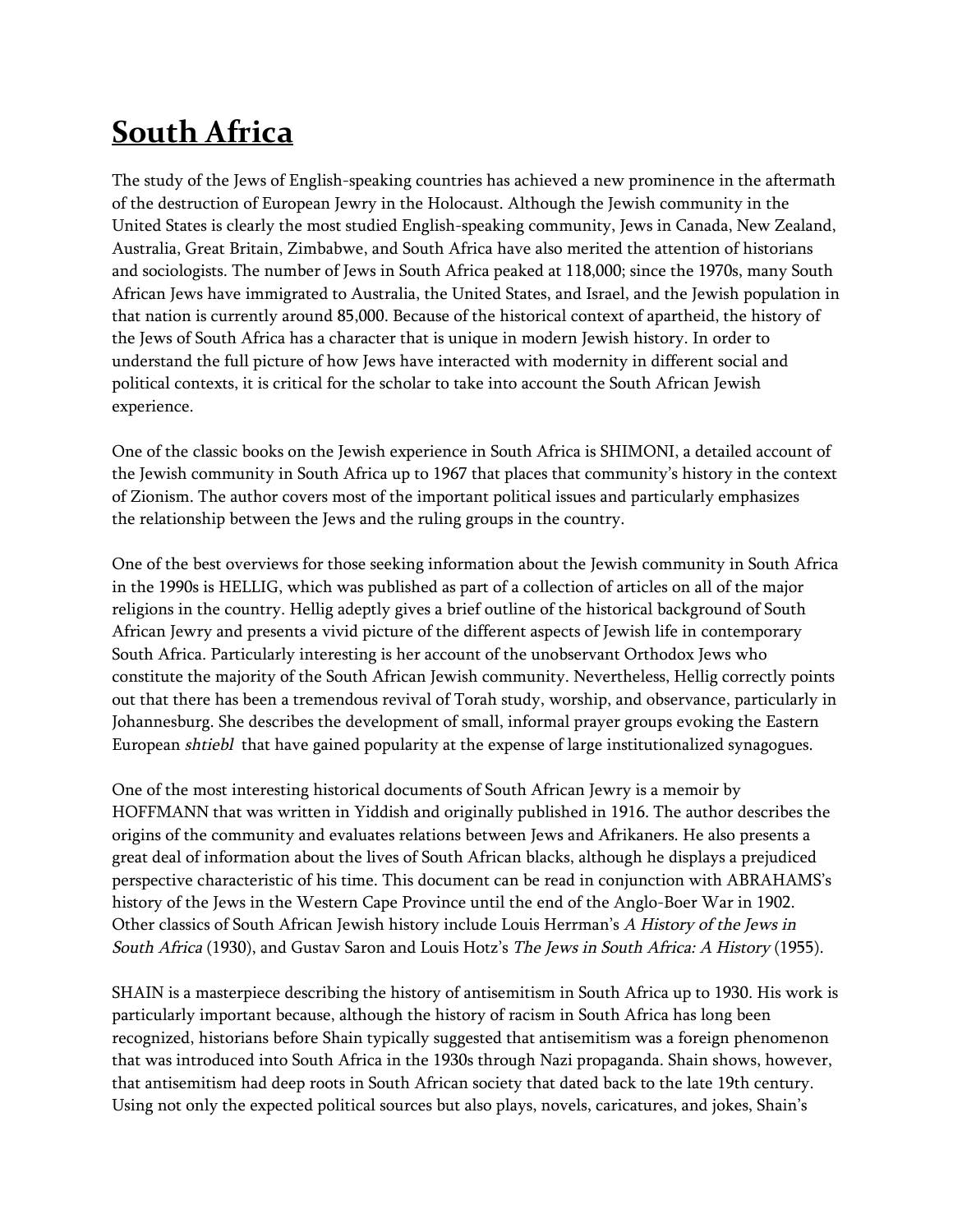# South Africa

The study of the Jews of English-speaking countries has achieved a new prominence in the aftermath of the destruction of European Jewry in the Holocaust. Although the Jewish community in the United States is clearly the most studied English-speaking community, Jews in Canada, New Zealand, Australia, Great Britain, Zimbabwe, and South Africa have also merited the attention of historians and sociologists. The number of Jews in South Africa peaked at 118,000; since the 1970s, many South African Jews have immigrated to Australia, the United States, and Israel, and the Jewish population in that nation is currently around 85,000. Because of the historical context of apartheid, the history of the Jews of South Africa has a character that is unique in modern Jewish history. In order to understand the full picture of how Jews have interacted with modernity in different social and political contexts, it is critical for the scholar to take into account the South African Jewish experience.

One of the classic books on the Jewish experience in South Africa is SHIMONI, a detailed account of the Jewish community in South Africa up to 1967 that places that community's history in the context of Zionism. The author covers most of the important political issues and particularly emphasizes the relationship between the Jews and the ruling groups in the country.

One of the best overviews for those seeking information about the Jewish community in South Africa in the 1990s is HELLIG, which was published as part of a collection of articles on all of the major religions in the country. Hellig adeptly gives a brief outline of the historical background of South African Jewry and presents a vivid picture of the different aspects of Jewish life in contemporary South Africa. Particularly interesting is her account of the unobservant Orthodox Jews who constitute the majority of the South African Jewish community. Nevertheless, Hellig correctly points out that there has been a tremendous revival of Torah study, worship, and observance, particularly in Johannesburg. She describes the development of small, informal prayer groups evoking the Eastern European *shtiebl* that have gained popularity at the expense of large institutionalized synagogues.

One of the most interesting historical documents of South African Jewry is a memoir by HOFFMANN that was written in Yiddish and originally published in 1916. The author describes the origins of the community and evaluates relations between Jews and Afrikaners. He also presents a great deal of information about the lives of South African blacks, although he displays a prejudiced perspective characteristic of his time. This document can be read in conjunction with ABRAHAMS's history of the Jews in the Western Cape Province until the end of the Anglo-Boer War in 1902. Other classics of South African Jewish history include Louis Herrman's *A History of the Jews in South Africa* (1930), and Gustav Saron and Louis Hotz's *The Jews in South Africa: A History* (1955).

SHAIN is a masterpiece describing the history of antisemitism in South Africa up to 1930. His work is particularly important because, although the history of racism in South Africa has long been recognized, historians before Shain typically suggested that antisemitism was a foreign phenomenon that was introduced into South Africa in the 1930s through Nazi propaganda. Shain shows, however, that antisemitism had deep roots in South African society that dated back to the late 19th century. Using not only the expected political sources but also plays, novels, caricatures, and jokes, Shain's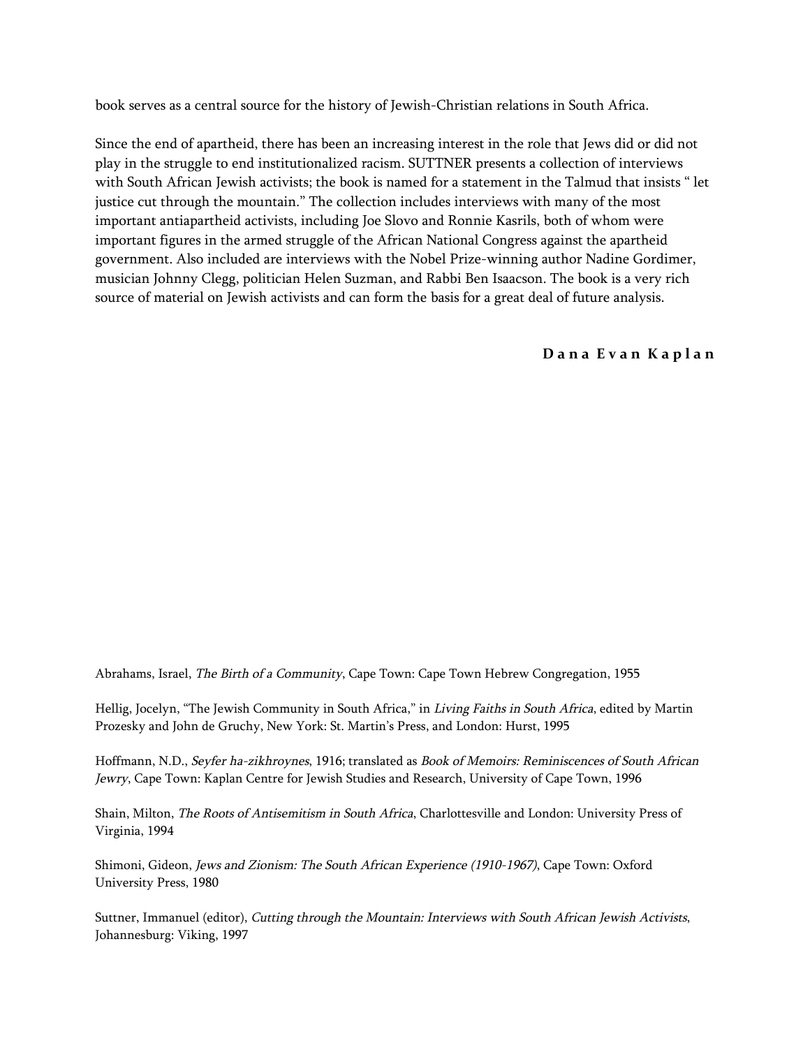book serves as a central source for the history of Jewish-Christian relations in South Africa.

Since the end of apartheid, there has been an increasing interest in the role that Jews did or did not play in the struggle to end institutionalized racism. SUTTNER presents a collection of interviews with South African Jewish activists; the book is named for a statement in the Talmud that insists " let justice cut through the mountain." The collection includes interviews with many of the most important antiapartheid activists, including Joe Slovo and Ronnie Kasrils, both of whom were important figures in the armed struggle of the African National Congress against the apartheid government. Also included are interviews with the Nobel Prize-winning author Nadine Gordimer, musician Johnny Clegg, politician Helen Suzman, and Rabbi Ben Isaacson. The book is a very rich source of material on Jewish activists and can form the basis for a great deal of future analysis.

**Dana Evan Kaplan**

Abrahams, Israel, *The Birth of a Community*, Cape Town: Cape Town Hebrew Congregation, 1955

Hellig, Jocelyn, "The Jewish Community in South Africa," in *Living Faiths in South Africa*, edited by Martin Prozesky and John de Gruchy, New York: St. Martin's Press, and London: Hurst, 1995

Hoffmann, N.D., *Seyfer ha-zikhroynes*, 1916; translated as *Book of Memoirs: Reminiscences of South African Jewry*, Cape Town: Kaplan Centre for Jewish Studies and Research, University of Cape Town, 1996

Shain, Milton, *The Roots of Antisemitism in South Africa*, Charlottesville and London: University Press of Virginia, 1994

Shimoni, Gideon, *Jews and Zionism: The South African Experience (1910-1967)*, Cape Town: Oxford University Press, 1980

Suttner, Immanuel (editor), *Cutting through the Mountain: Interviews with South African Jewish Activists*, Johannesburg: Viking, 1997